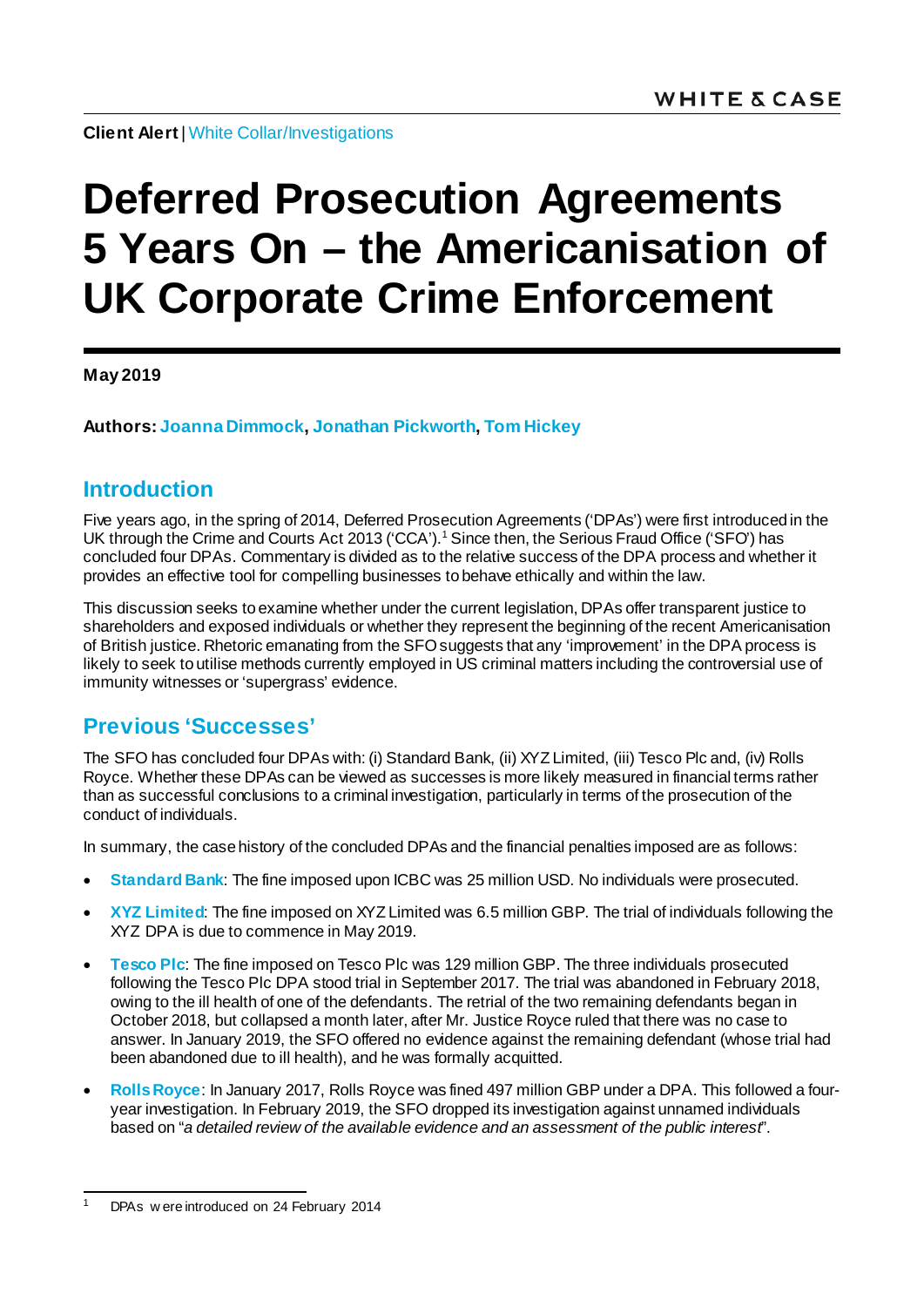WHITE & CASE

**Client Alert** | White Collar/Investigations

# Deferred Prosecution Agreements 5 Years On – the Americanisation of UK Corporate Crime Enforcement

**May 2019**

**Authors: Joanna Dimmock, Jonathan Pickworth, Tom Hickey**

## Introduction

Five years ago, in the spring of 2014, Deferred Prosecution Agreements ('DPAs') were first introduced in the UK through the Crime and Courts Act 2013 ('CCA').[1] Since then, the Serious Fraud Office ('SFO') has concluded four DPAs. Commentary is divided as to the relative success of the DPA process and whether it provides an effective tool for compelling businesses to behave ethically and within the law.

This discussion seeks to examine whether under the current legislation, DPAs offer transparent justice to shareholders and exposed individuals or whether they represent the beginning of the recent Americanisation of British justice. Rhetoric emanating from the SFO suggests that any 'improvement' in the DPA process is likely to seek to utilise methods currently employed in US criminal matters including the controversial use of immunity witnesses or 'supergrass' evidence.

## Previous 'Successes'

The SFO has concluded four DPAs with: (i) Standard Bank, (ii) XYZ Limited, (iii) Tesco Plc and, (iv) Rolls Royce. Whether these DPAs can be viewed as successes is more likely measured in financial terms rather than as successful conclusions to a criminal investigation, particularly in terms of the prosecution of the conduct of individuals.

In summary, the case history of the concluded DPAs and the financial penalties imposed are as follows:

- **Standard Bank**: The fine imposed upon ICBC was 25 million USD. No individuals were prosecuted.
- **XYZ Limited**: The fine imposed on XYZ Limited was 6.5 million GBP. The trial of individuals following the XYZ DPA is due to commence in May 2019.
- **Tesco Plc**: The fine imposed on Tesco Plc was 129 million GBP. The three individuals prosecuted following the Tesco Plc DPA stood trial in September 2017. The trial was abandoned in February 2018, owing to the ill health of one of the defendants. The retrial of the two remaining defendants began in October 2018, but collapsed a month later, after Mr. Justice Royce ruled that there was no case to answer. In January 2019, the SFO offered no evidence against the remaining defendant (whose trial had been abandoned due to ill health), and he was formally acquitted.
- **Rolls Royce**: In January 2017, Rolls Royce was fined 497 million GBP under a DPA. This followed a four-year investigation. In February 2019, the SFO dropped its investigation against unnamed individuals based on "*a detailed review of the available evidence and an assessment of the public interest*".

[1] DPAs were introduced on 24 February 2014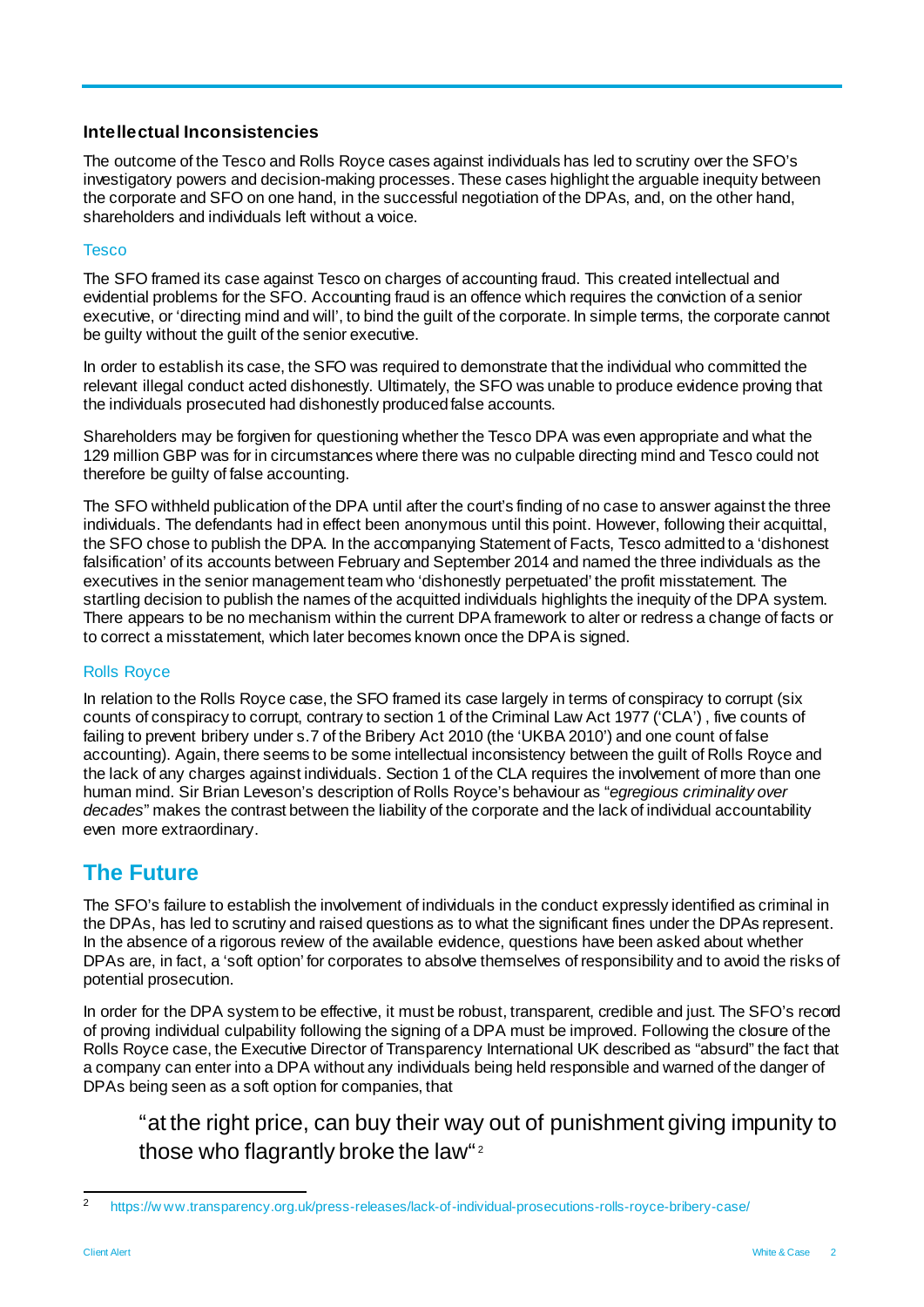### Intellectual Inconsistencies

The outcome of the Tesco and Rolls Royce cases against individuals has led to scrutiny over the SFO's investigatory powers and decision-making processes. These cases highlight the arguable inequity between the corporate and SFO on one hand, in the successful negotiation of the DPAs, and, on the other hand, shareholders and individuals left without a voice.

#### Tesco

The SFO framed its case against Tesco on charges of accounting fraud. This created intellectual and evidential problems for the SFO. Accounting fraud is an offence which requires the conviction of a senior executive, or 'directing mind and will', to bind the guilt of the corporate. In simple terms, the corporate cannot be guilty without the guilt of the senior executive.

In order to establish its case, the SFO was required to demonstrate that the individual who committed the relevant illegal conduct acted dishonestly. Ultimately, the SFO was unable to produce evidence proving that the individuals prosecuted had dishonestly produced false accounts.

Shareholders may be forgiven for questioning whether the Tesco DPA was even appropriate and what the 129 million GBP was for in circumstances where there was no culpable directing mind and Tesco could not therefore be guilty of false accounting.

The SFO withheld publication of the DPA until after the court's finding of no case to answer against the three individuals. The defendants had in effect been anonymous until this point. However, following their acquittal, the SFO chose to publish the DPA. In the accompanying Statement of Facts, Tesco admitted to a 'dishonest falsification' of its accounts between February and September 2014 and named the three individuals as the executives in the senior management team who 'dishonestly perpetuated' the profit misstatement. The startling decision to publish the names of the acquitted individuals highlights the inequity of the DPA system. There appears to be no mechanism within the current DPA framework to alter or redress a change of facts or to correct a misstatement, which later becomes known once the DPA is signed.

#### Rolls Royce

In relation to the Rolls Royce case, the SFO framed its case largely in terms of conspiracy to corrupt (six counts of conspiracy to corrupt, contrary to section 1 of the Criminal Law Act 1977 ('CLA'), five counts of failing to prevent bribery under s.7 of the Bribery Act 2010 (the 'UKBA 2010') and one count of false accounting). Again, there seems to be some intellectual inconsistency between the guilt of Rolls Royce and the lack of any charges against individuals. Section 1 of the CLA requires the involvement of more than one human mind. Sir Brian Leveson's description of Rolls Royce's behaviour as "*egregious criminality over decades*" makes the contrast between the liability of the corporate and the lack of individual accountability even more extraordinary.

## The Future

The SFO's failure to establish the involvement of individuals in the conduct expressly identified as criminal in the DPAs, has led to scrutiny and raised questions as to what the significant fines under the DPAs represent. In the absence of a rigorous review of the available evidence, questions have been asked about whether DPAs are, in fact, a 'soft option' for corporates to absolve themselves of responsibility and to avoid the risks of potential prosecution.

In order for the DPA system to be effective, it must be robust, transparent, credible and just. The SFO's record of proving individual culpability following the signing of a DPA must be improved. Following the closure of the Rolls Royce case, the Executive Director of Transparency International UK described as "absurd" the fact that a company can enter into a DPA without any individuals being held responsible and warned of the danger of DPAs being seen as a soft option for companies, that

> "at the right price, can buy their way out of punishment giving impunity to those who flagrantly broke the law"[2]

---

[2] https://www.transparency.org.uk/press-releases/lack-of-individual-prosecutions-rolls-royce-bribery-case/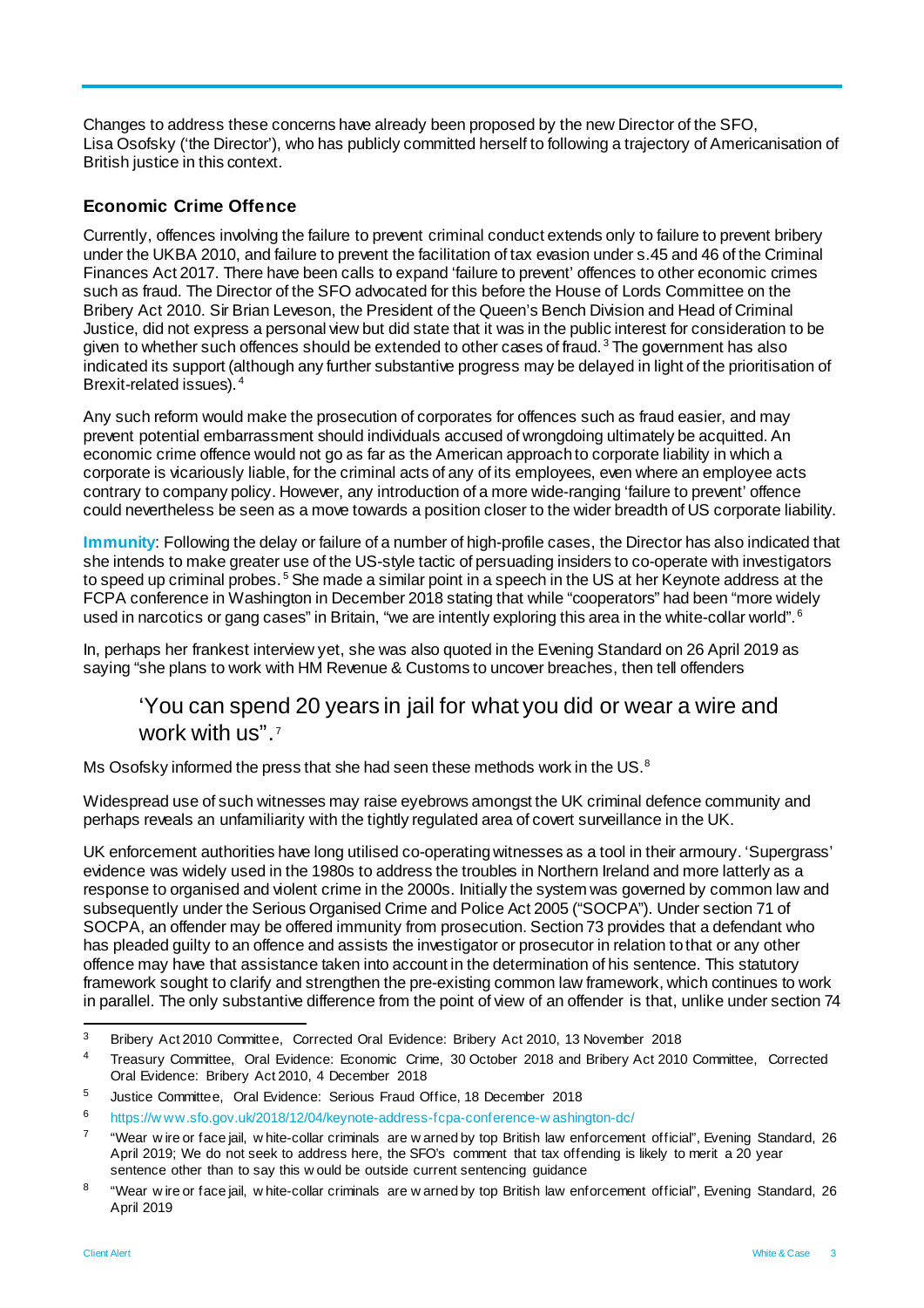Changes to address these concerns have already been proposed by the new Director of the SFO, Lisa Osofsky ('the Director'), who has publicly committed herself to following a trajectory of Americanisation of British justice in this context.

## Economic Crime Offence

Currently, offences involving the failure to prevent criminal conduct extends only to failure to prevent bribery under the UKBA 2010, and failure to prevent the facilitation of tax evasion under s.45 and 46 of the Criminal Finances Act 2017. There have been calls to expand 'failure to prevent' offences to other economic crimes such as fraud. The Director of the SFO advocated for this before the House of Lords Committee on the Bribery Act 2010. Sir Brian Leveson, the President of the Queen's Bench Division and Head of Criminal Justice, did not express a personal view but did state that it was in the public interest for consideration to be given to whether such offences should be extended to other cases of fraud.[3] The government has also indicated its support (although any further substantive progress may be delayed in light of the prioritisation of Brexit-related issues).[4]

Any such reform would make the prosecution of corporates for offences such as fraud easier, and may prevent potential embarrassment should individuals accused of wrongdoing ultimately be acquitted. An economic crime offence would not go as far as the American approach to corporate liability in which a corporate is vicariously liable, for the criminal acts of any of its employees, even where an employee acts contrary to company policy. However, any introduction of a more wide-ranging 'failure to prevent' offence could nevertheless be seen as a move towards a position closer to the wider breadth of US corporate liability.

**Immunity**: Following the delay or failure of a number of high-profile cases, the Director has also indicated that she intends to make greater use of the US-style tactic of persuading insiders to co-operate with investigators to speed up criminal probes.[5] She made a similar point in a speech in the US at her Keynote address at the FCPA conference in Washington in December 2018 stating that while "cooperators" had been "more widely used in narcotics or gang cases" in Britain, "we are intently exploring this area in the white-collar world".[6]

In, perhaps her frankest interview yet, she was also quoted in the Evening Standard on 26 April 2019 as saying "she plans to work with HM Revenue & Customs to uncover breaches, then tell offenders

> 'You can spend 20 years in jail for what you did or wear a wire and work with us".[7]

Ms Osofsky informed the press that she had seen these methods work in the US.[8]

Widespread use of such witnesses may raise eyebrows amongst the UK criminal defence community and perhaps reveals an unfamiliarity with the tightly regulated area of covert surveillance in the UK.

UK enforcement authorities have long utilised co-operating witnesses as a tool in their armoury. 'Supergrass' evidence was widely used in the 1980s to address the troubles in Northern Ireland and more latterly as a response to organised and violent crime in the 2000s. Initially the system was governed by common law and subsequently under the Serious Organised Crime and Police Act 2005 ("SOCPA"). Under section 71 of SOCPA, an offender may be offered immunity from prosecution. Section 73 provides that a defendant who has pleaded guilty to an offence and assists the investigator or prosecutor in relation to that or any other offence may have that assistance taken into account in the determination of his sentence. This statutory framework sought to clarify and strengthen the pre-existing common law framework, which continues to work in parallel. The only substantive difference from the point of view of an offender is that, unlike under section 74

---

[3] Bribery Act 2010 Committee, Corrected Oral Evidence: Bribery Act 2010, 13 November 2018

[4] Treasury Committee, Oral Evidence: Economic Crime, 30 October 2018 and Bribery Act 2010 Committee, Corrected Oral Evidence: Bribery Act 2010, 4 December 2018

[5] Justice Committee, Oral Evidence: Serious Fraud Office, 18 December 2018

[6] https://www.sfo.gov.uk/2018/12/04/keynote-address-fcpa-conference-washington-dc/

[7] "Wear wire or face jail, white-collar criminals are warned by top British law enforcement official", Evening Standard, 26 April 2019; We do not seek to address here, the SFO's comment that tax offending is likely to merit a 20 year sentence other than to say this would be outside current sentencing guidance

[8] "Wear wire or face jail, white-collar criminals are warned by top British law enforcement official", Evening Standard, 26 April 2019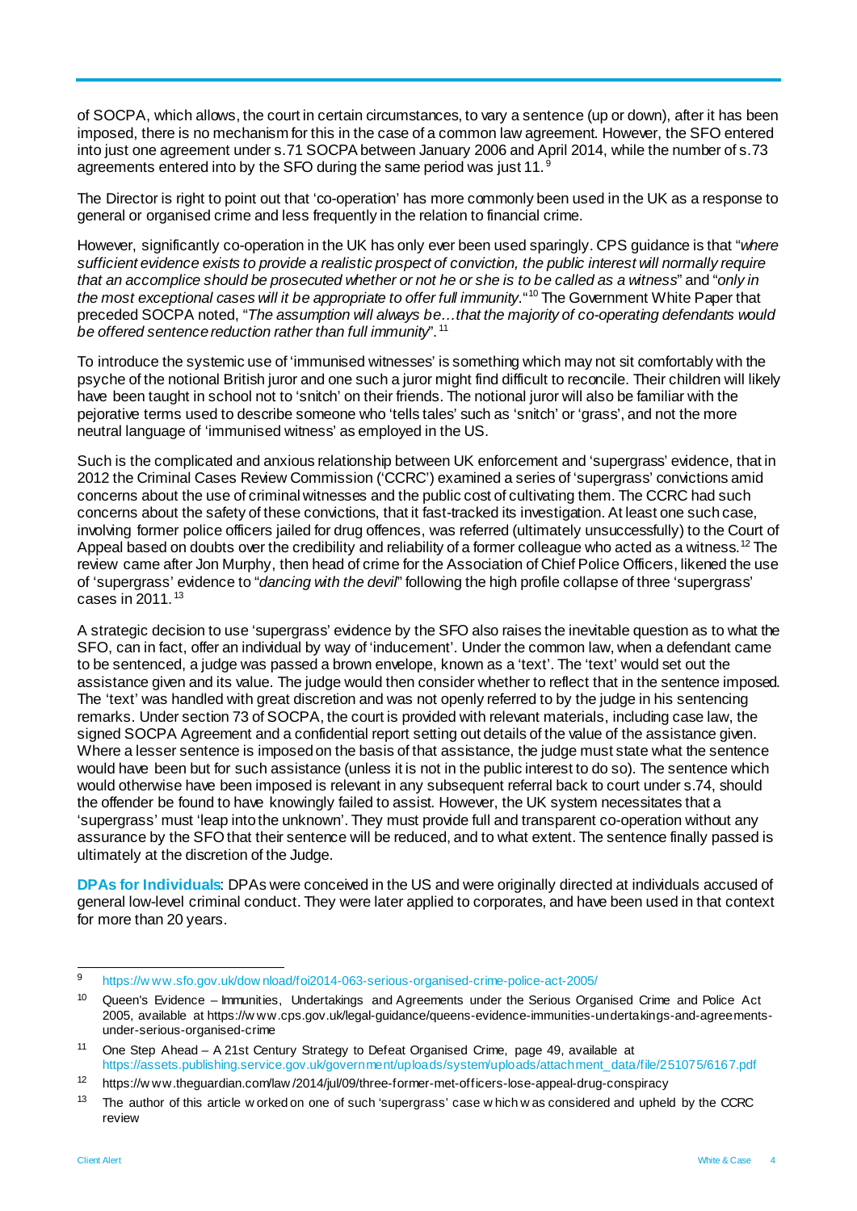of SOCPA, which allows, the court in certain circumstances, to vary a sentence (up or down), after it has been imposed, there is no mechanism for this in the case of a common law agreement. However, the SFO entered into just one agreement under s.71 SOCPA between January 2006 and April 2014, while the number of s.73 agreements entered into by the SFO during the same period was just 11.[9]

The Director is right to point out that 'co-operation' has more commonly been used in the UK as a response to general or organised crime and less frequently in the relation to financial crime.

However, significantly co-operation in the UK has only ever been used sparingly. CPS guidance is that "*where sufficient evidence exists to provide a realistic prospect of conviction, the public interest will normally require that an accomplice should be prosecuted whether or not he or she is to be called as a witness*" and "*only in the most exceptional cases will it be appropriate to offer full immunity.*"[10] The Government White Paper that preceded SOCPA noted, "*The assumption will always be…that the majority of co-operating defendants would be offered sentence reduction rather than full immunity*".[11]

To introduce the systemic use of 'immunised witnesses' is something which may not sit comfortably with the psyche of the notional British juror and one such a juror might find difficult to reconcile. Their children will likely have been taught in school not to 'snitch' on their friends. The notional juror will also be familiar with the pejorative terms used to describe someone who 'tells tales' such as 'snitch' or 'grass', and not the more neutral language of 'immunised witness' as employed in the US.

Such is the complicated and anxious relationship between UK enforcement and 'supergrass' evidence, that in 2012 the Criminal Cases Review Commission ('CCRC') examined a series of 'supergrass' convictions amid concerns about the use of criminal witnesses and the public cost of cultivating them. The CCRC had such concerns about the safety of these convictions, that it fast-tracked its investigation. At least one such case, involving former police officers jailed for drug offences, was referred (ultimately unsuccessfully) to the Court of Appeal based on doubts over the credibility and reliability of a former colleague who acted as a witness.[12] The review came after Jon Murphy, then head of crime for the Association of Chief Police Officers, likened the use of 'supergrass' evidence to "*dancing with the devil*" following the high profile collapse of three 'supergrass' cases in 2011.[13]

A strategic decision to use 'supergrass' evidence by the SFO also raises the inevitable question as to what the SFO, can in fact, offer an individual by way of 'inducement'. Under the common law, when a defendant came to be sentenced, a judge was passed a brown envelope, known as a 'text'. The 'text' would set out the assistance given and its value. The judge would then consider whether to reflect that in the sentence imposed. The 'text' was handled with great discretion and was not openly referred to by the judge in his sentencing remarks. Under section 73 of SOCPA, the court is provided with relevant materials, including case law, the signed SOCPA Agreement and a confidential report setting out details of the value of the assistance given. Where a lesser sentence is imposed on the basis of that assistance, the judge must state what the sentence would have been but for such assistance (unless it is not in the public interest to do so). The sentence which would otherwise have been imposed is relevant in any subsequent referral back to court under s.74, should the offender be found to have knowingly failed to assist. However, the UK system necessitates that a 'supergrass' must 'leap into the unknown'. They must provide full and transparent co-operation without any assurance by the SFO that their sentence will be reduced, and to what extent. The sentence finally passed is ultimately at the discretion of the Judge.

**DPAs for Individuals**: DPAs were conceived in the US and were originally directed at individuals accused of general low-level criminal conduct. They were later applied to corporates, and have been used in that context for more than 20 years.

---

[9] https://www.sfo.gov.uk/download/foi2014-063-serious-organised-crime-police-act-2005/

[10] Queen's Evidence – Immunities, Undertakings and Agreements under the Serious Organised Crime and Police Act 2005, available at https://www.cps.gov.uk/legal-guidance/queens-evidence-immunities-undertakings-and-agreements-under-serious-organised-crime

[11] One Step Ahead – A 21st Century Strategy to Defeat Organised Crime, page 49, available at https://assets.publishing.service.gov.uk/government/uploads/system/uploads/attachment_data/file/251075/6167.pdf

[12] https://www.theguardian.com/law/2014/jul/09/three-former-met-officers-lose-appeal-drug-conspiracy

[13] The author of this article worked on one of such 'supergrass' case which was considered and upheld by the CCRC review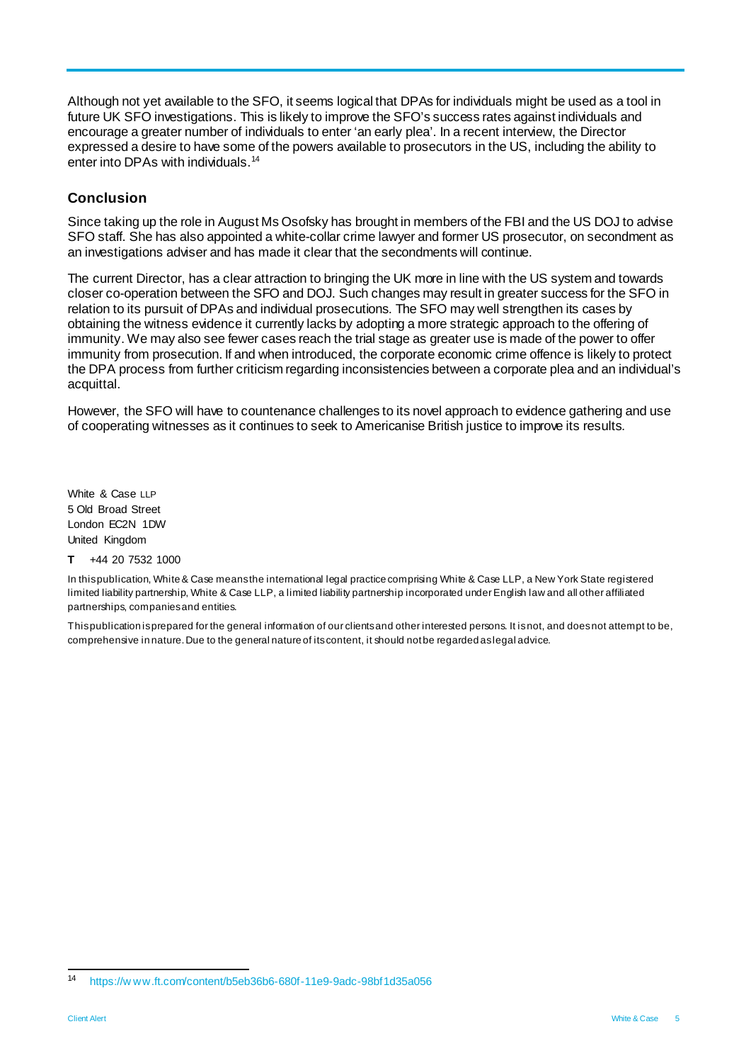Although not yet available to the SFO, it seems logical that DPAs for individuals might be used as a tool in future UK SFO investigations. This is likely to improve the SFO's success rates against individuals and encourage a greater number of individuals to enter 'an early plea'. In a recent interview, the Director expressed a desire to have some of the powers available to prosecutors in the US, including the ability to enter into DPAs with individuals.[14]

## Conclusion

Since taking up the role in August Ms Osofsky has brought in members of the FBI and the US DOJ to advise SFO staff. She has also appointed a white-collar crime lawyer and former US prosecutor, on secondment as an investigations adviser and has made it clear that the secondments will continue.

The current Director, has a clear attraction to bringing the UK more in line with the US system and towards closer co-operation between the SFO and DOJ. Such changes may result in greater success for the SFO in relation to its pursuit of DPAs and individual prosecutions. The SFO may well strengthen its cases by obtaining the witness evidence it currently lacks by adopting a more strategic approach to the offering of immunity. We may also see fewer cases reach the trial stage as greater use is made of the power to offer immunity from prosecution. If and when introduced, the corporate economic crime offence is likely to protect the DPA process from further criticism regarding inconsistencies between a corporate plea and an individual's acquittal.

However, the SFO will have to countenance challenges to its novel approach to evidence gathering and use of cooperating witnesses as it continues to seek to Americanise British justice to improve its results.

White & Case LLP
5 Old Broad Street
London EC2N 1DW
United Kingdom

**T** +44 20 7532 1000

In this publication, White & Case means the international legal practice comprising White & Case LLP, a New York State registered limited liability partnership, White & Case LLP, a limited liability partnership incorporated under English law and all other affiliated partnerships, companies and entities.

This publication is prepared for the general information of our clients and other interested persons. It is not, and does not attempt to be, comprehensive in nature. Due to the general nature of its content, it should not be regarded as legal advice.

[14] https://www.ft.com/content/b5eb36b6-680f-11e9-9adc-98bf1d35a056